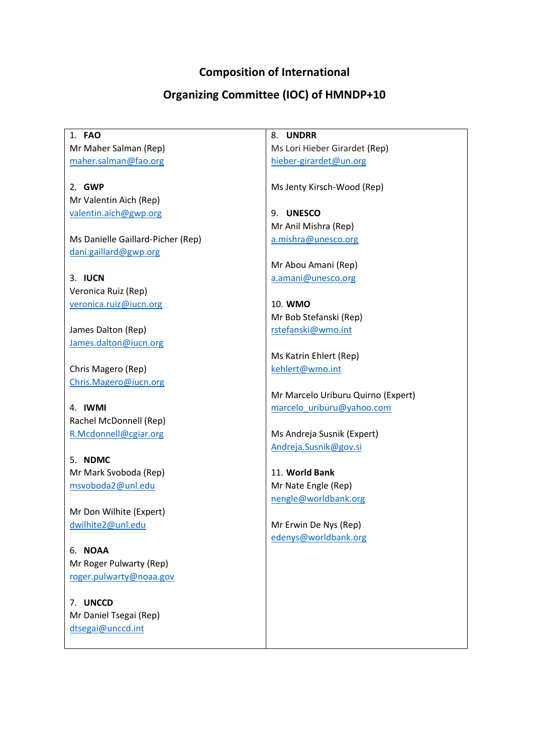# Composition of International Organizing Committee (IOC) of HMNDP+10

1. **FAO**
Mr Maher Salman (Rep)
maher.salman@fao.org

2. **GWP**
Mr Valentin Aich (Rep)
valentin.aich@gwp.org

Ms Danielle Gaillard-Picher (Rep)
dani.gaillard@gwp.org

3. **IUCN**
Veronica Ruiz (Rep)
veronica.ruiz@iucn.org

James Dalton (Rep)
James.dalton@iucn.org

Chris Magero (Rep)
Chris.Magero@iucn.org

4. **IWMI**
Rachel McDonnell (Rep)
R.Mcdonnell@cgiar.org

5. **NDMC**
Mr Mark Svoboda (Rep)
msvoboda2@unl.edu

Mr Don Wilhite (Expert)
dwilhite2@unl.edu

6. **NOAA**
Mr Roger Pulwarty (Rep)
roger.pulwarty@noaa.gov

7. **UNCCD**
Mr Daniel Tsegai (Rep)
dtsegai@unccd.int

8. **UNDRR**
Ms Lori Hieber Girardet (Rep)
hieber-girardet@un.org

Ms Jenty Kirsch-Wood (Rep)

9. **UNESCO**
Mr Anil Mishra (Rep)
a.mishra@unesco.org

Mr Abou Amani (Rep)
a.amani@unesco.org

10. **WMO**
Mr Bob Stefanski (Rep)
rstefanski@wmo.int

Ms Katrin Ehlert (Rep)
kehlert@wmo.int

Mr Marcelo Uriburu Quirno (Expert)
marcelo_uriburu@yahoo.com

Ms Andreja Susnik (Expert)
Andreja.Susnik@gov.si

11. **World Bank**
Mr Nate Engle (Rep)
nengle@worldbank.org

Mr Erwin De Nys (Rep)
edenys@worldbank.org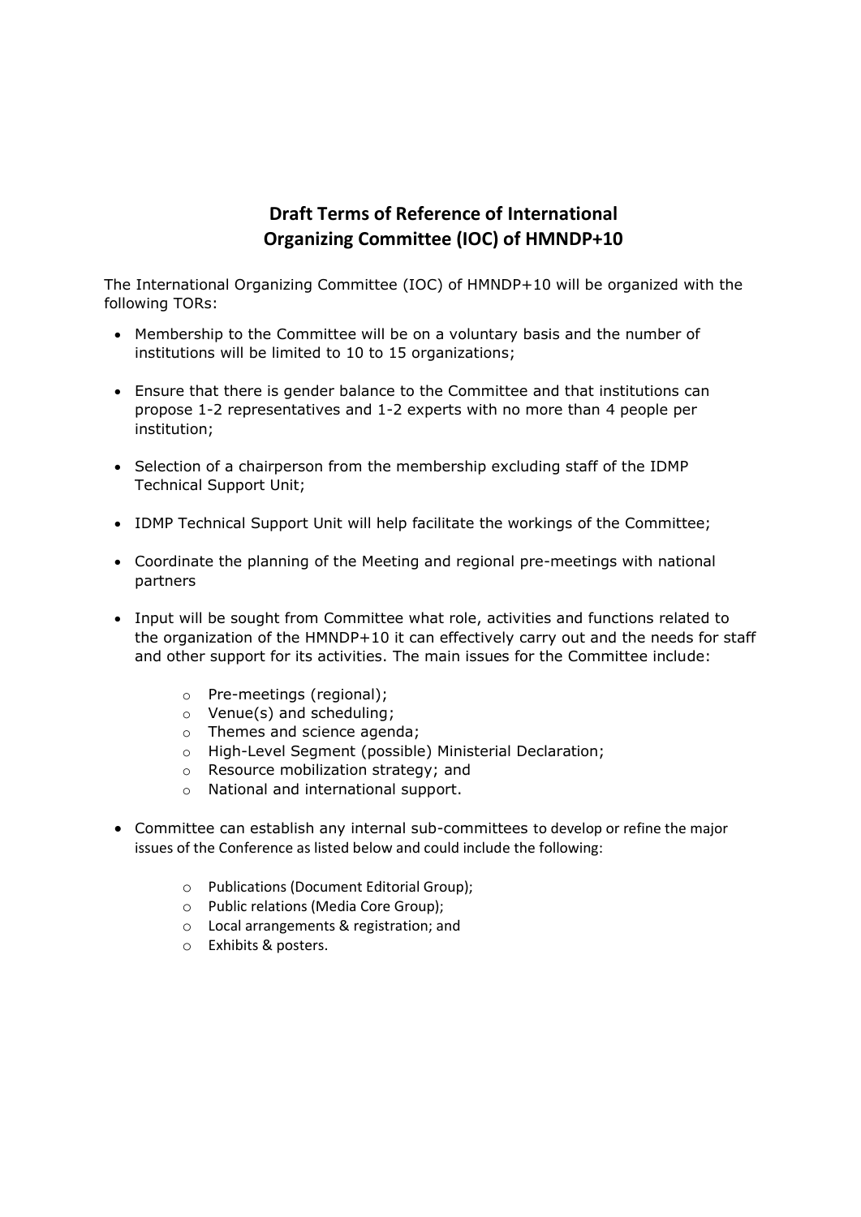## Draft Terms of Reference of International Organizing Committee (IOC) of HMNDP+10

The International Organizing Committee (IOC) of HMNDP+10 will be organized with the following TORs:

- Membership to the Committee will be on a voluntary basis and the number of institutions will be limited to 10 to 15 organizations;
- Ensure that there is gender balance to the Committee and that institutions can propose 1-2 representatives and 1-2 experts with no more than 4 people per institution;
- Selection of a chairperson from the membership excluding staff of the IDMP Technical Support Unit;
- IDMP Technical Support Unit will help facilitate the workings of the Committee;
- Coordinate the planning of the Meeting and regional pre-meetings with national partners
- Input will be sought from Committee what role, activities and functions related to the organization of the HMNDP+10 it can effectively carry out and the needs for staff and other support for its activities. The main issues for the Committee include:
    - Pre-meetings (regional);
    - Venue(s) and scheduling;
    - Themes and science agenda;
    - High-Level Segment (possible) Ministerial Declaration;
    - Resource mobilization strategy; and
    - National and international support.
- Committee can establish any internal sub-committees to develop or refine the major issues of the Conference as listed below and could include the following:
    - Publications (Document Editorial Group);
    - Public relations (Media Core Group);
    - Local arrangements & registration; and
    - Exhibits & posters.